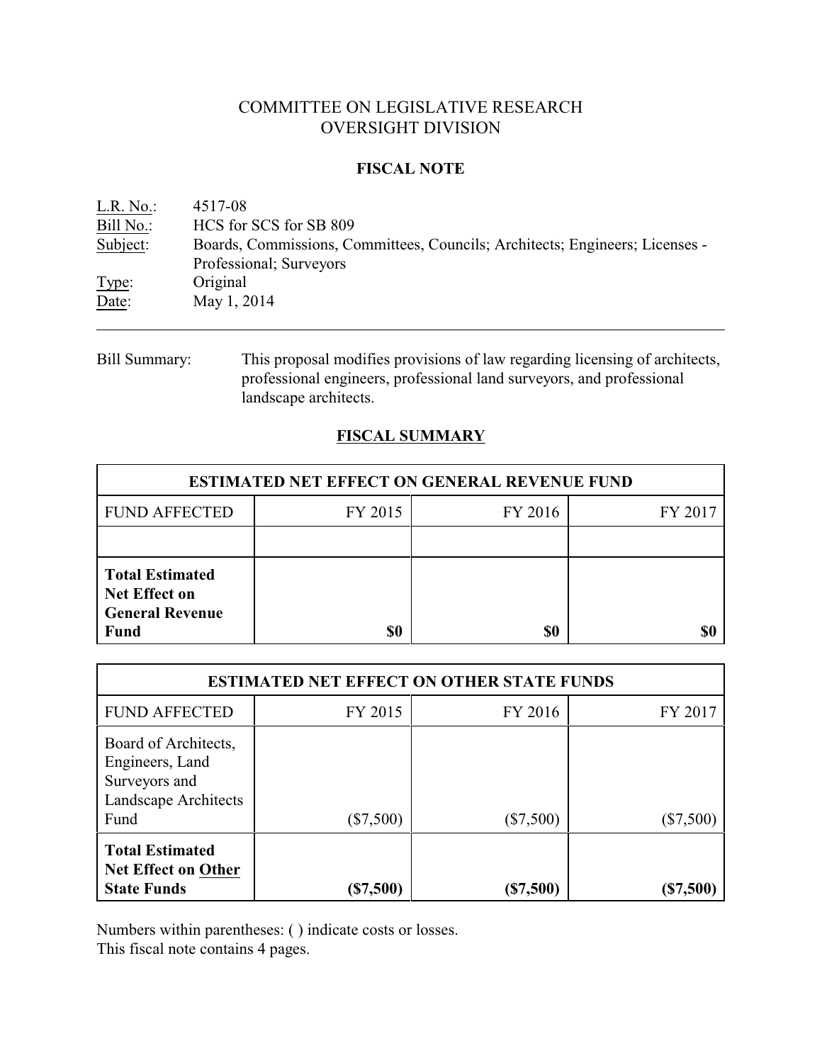# COMMITTEE ON LEGISLATIVE RESEARCH
# OVERSIGHT DIVISION

## FISCAL NOTE

L.R. No.: 4517-08
Bill No.: HCS for SCS for SB 809
Subject: Boards, Commissions, Committees, Councils; Architects; Engineers; Licenses - Professional; Surveyors
Type: Original
Date: May 1, 2014

---

Bill Summary: This proposal modifies provisions of law regarding licensing of architects, professional engineers, professional land surveyors, and professional landscape architects.

## FISCAL SUMMARY

| ESTIMATED NET EFFECT ON GENERAL REVENUE FUND | | | |
|---|---|---|---|
| FUND AFFECTED | FY 2015 | FY 2016 | FY 2017 |
| | | | |
| **Total Estimated Net Effect on General Revenue Fund** | **$0** | **$0** | **$0** |

| ESTIMATED NET EFFECT ON OTHER STATE FUNDS | | | |
|---|---|---|---|
| FUND AFFECTED | FY 2015 | FY 2016 | FY 2017 |
| Board of Architects, Engineers, Land Surveyors and Landscape Architects Fund | ($7,500) | ($7,500) | ($7,500) |
| **Total Estimated Net Effect on Other State Funds** | **($7,500)** | **($7,500)** | **($7,500)** |

Numbers within parentheses: ( ) indicate costs or losses.
This fiscal note contains 4 pages.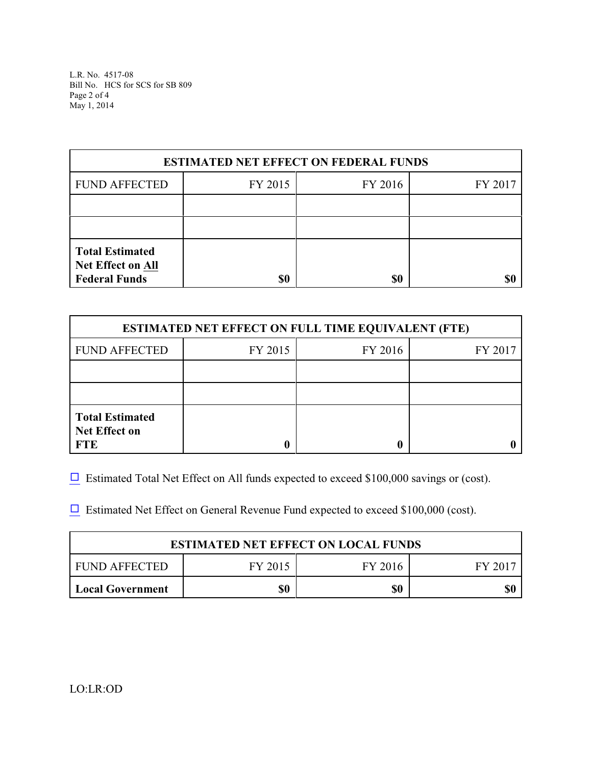| ESTIMATED NET EFFECT ON FEDERAL FUNDS | | | |
|---|---|---|---|
| FUND AFFECTED | FY 2015 | FY 2016 | FY 2017 |
| | | | |
| | | | |
| **Total Estimated Net Effect on All Federal Funds** | **$0** | **$0** | **$0** |

| ESTIMATED NET EFFECT ON FULL TIME EQUIVALENT (FTE) | | | |
|---|---|---|---|
| FUND AFFECTED | FY 2015 | FY 2016 | FY 2017 |
| | | | |
| | | | |
| **Total Estimated Net Effect on FTE** | **0** | **0** | **0** |

☐ Estimated Total Net Effect on All funds expected to exceed $100,000 savings or (cost).

☐ Estimated Net Effect on General Revenue Fund expected to exceed $100,000 (cost).

| ESTIMATED NET EFFECT ON LOCAL FUNDS | | | |
|---|---|---|---|
| FUND AFFECTED | FY 2015 | FY 2016 | FY 2017 |
| **Local Government** | **$0** | **$0** | **$0** |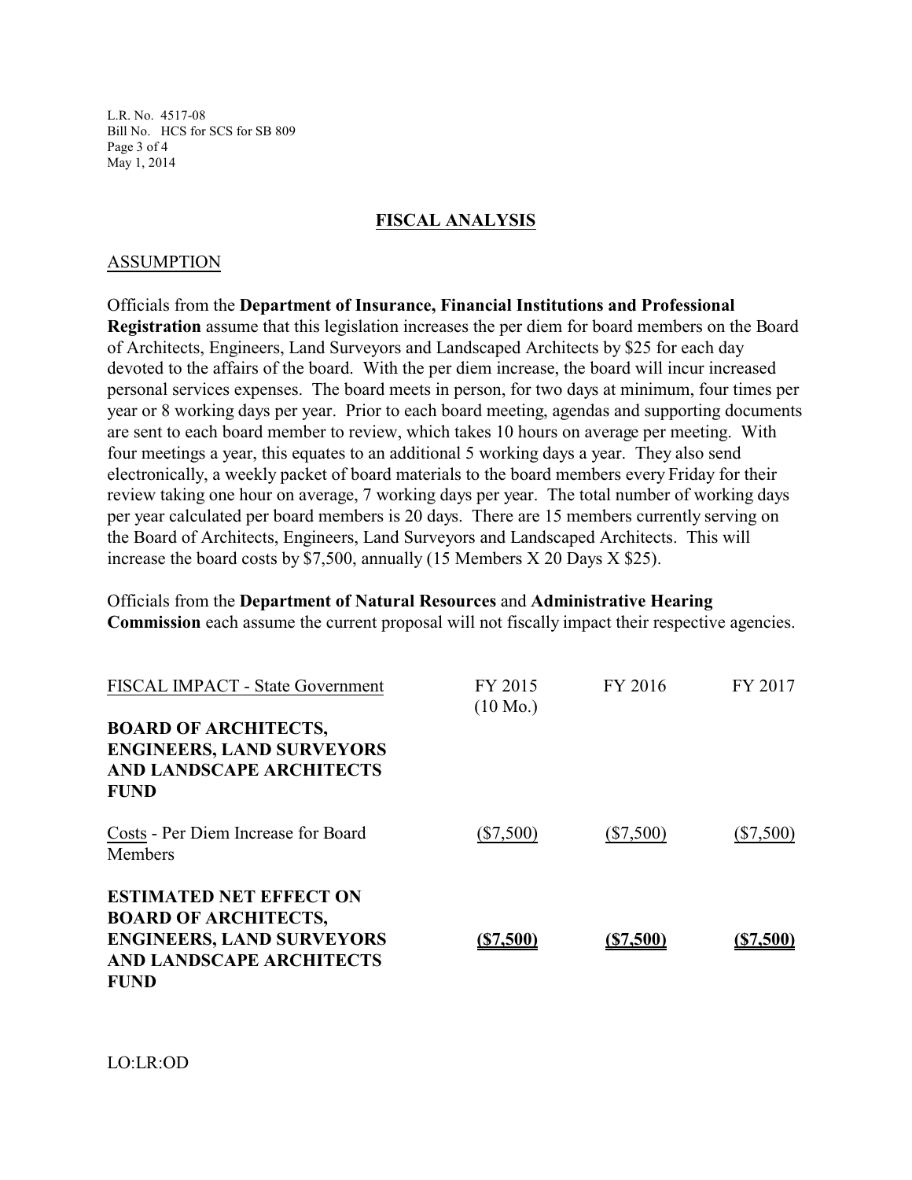## FISCAL ANALYSIS

### ASSUMPTION

Officials from the **Department of Insurance, Financial Institutions and Professional Registration** assume that this legislation increases the per diem for board members on the Board of Architects, Engineers, Land Surveyors and Landscaped Architects by $25 for each day devoted to the affairs of the board. With the per diem increase, the board will incur increased personal services expenses. The board meets in person, for two days at minimum, four times per year or 8 working days per year. Prior to each board meeting, agendas and supporting documents are sent to each board member to review, which takes 10 hours on average per meeting. With four meetings a year, this equates to an additional 5 working days a year. They also send electronically, a weekly packet of board materials to the board members every Friday for their review taking one hour on average, 7 working days per year. The total number of working days per year calculated per board members is 20 days. There are 15 members currently serving on the Board of Architects, Engineers, Land Surveyors and Landscaped Architects. This will increase the board costs by $7,500, annually (15 Members X 20 Days X $25).

Officials from the **Department of Natural Resources** and **Administrative Hearing Commission** each assume the current proposal will not fiscally impact their respective agencies.

| FISCAL IMPACT - State Government | FY 2015 (10 Mo.) | FY 2016 | FY 2017 |
|---|---|---|---|
| **BOARD OF ARCHITECTS, ENGINEERS, LAND SURVEYORS AND LANDSCAPE ARCHITECTS FUND** | | | |
| Costs - Per Diem Increase for Board Members | ($7,500) | ($7,500) | ($7,500) |
| **ESTIMATED NET EFFECT ON BOARD OF ARCHITECTS, ENGINEERS, LAND SURVEYORS AND LANDSCAPE ARCHITECTS FUND** | **($7,500)** | **($7,500)** | **($7,500)** |

LO:LR:OD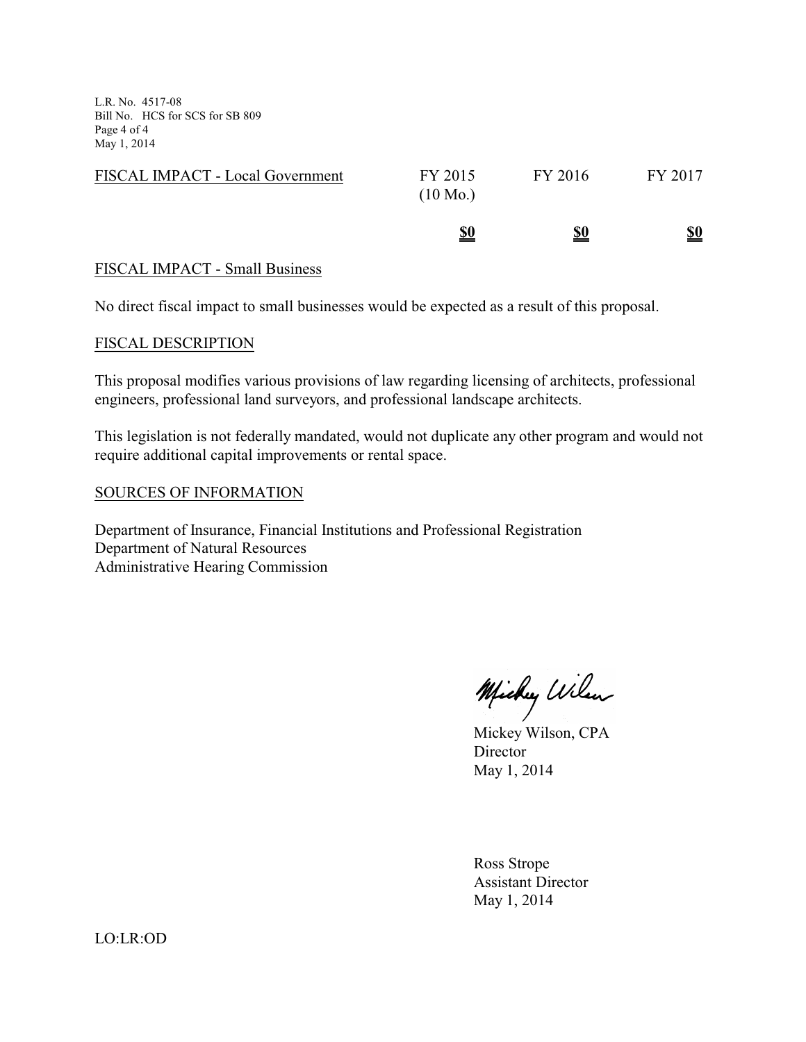| FISCAL IMPACT - Local Government | FY 2015 (10 Mo.) | FY 2016 | FY 2017 |
|---|---|---|---|
| | **$0** | **$0** | **$0** |

FISCAL IMPACT - Small Business

No direct fiscal impact to small businesses would be expected as a result of this proposal.

FISCAL DESCRIPTION

This proposal modifies various provisions of law regarding licensing of architects, professional engineers, professional land surveyors, and professional landscape architects.

This legislation is not federally mandated, would not duplicate any other program and would not require additional capital improvements or rental space.

SOURCES OF INFORMATION

Department of Insurance, Financial Institutions and Professional Registration
Department of Natural Resources
Administrative Hearing Commission

Mickey Wilson, CPA
Director
May 1, 2014

Ross Strope
Assistant Director
May 1, 2014

LO:LR:OD